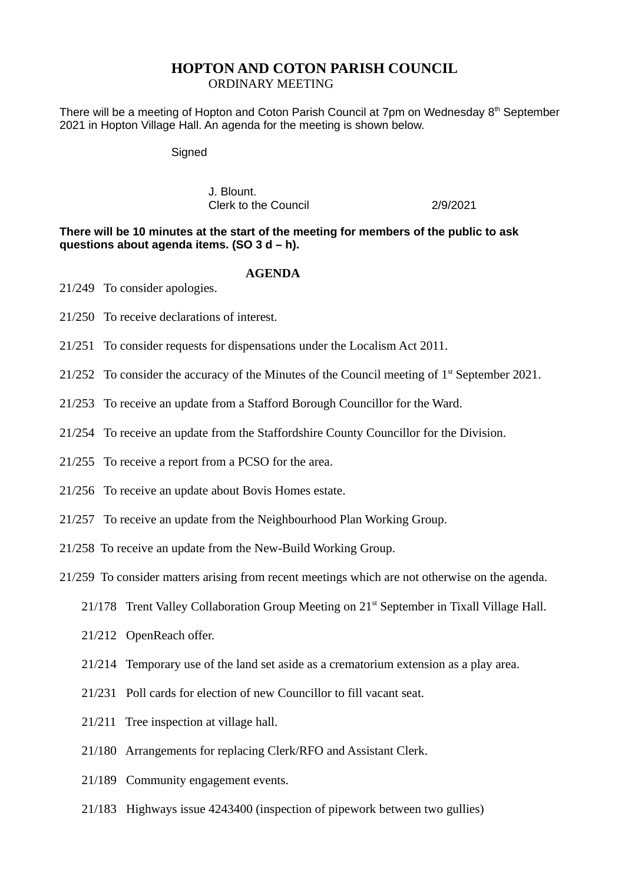# HOPTON AND COTON PARISH COUNCIL

ORDINARY MEETING

There will be a meeting of Hopton and Coton Parish Council at 7pm on Wednesday 8th September 2021 in Hopton Village Hall. An agenda for the meeting is shown below.

Signed

J. Blount.
Clerk to the Council 2/9/2021

**There will be 10 minutes at the start of the meeting for members of the public to ask questions about agenda items. (SO 3 d – h).**

## AGENDA

21/249 To consider apologies.

21/250 To receive declarations of interest.

21/251 To consider requests for dispensations under the Localism Act 2011.

21/252 To consider the accuracy of the Minutes of the Council meeting of 1st September 2021.

21/253 To receive an update from a Stafford Borough Councillor for the Ward.

21/254 To receive an update from the Staffordshire County Councillor for the Division.

21/255 To receive a report from a PCSO for the area.

21/256 To receive an update about Bovis Homes estate.

21/257 To receive an update from the Neighbourhood Plan Working Group.

21/258 To receive an update from the New-Build Working Group.

21/259 To consider matters arising from recent meetings which are not otherwise on the agenda.

- 21/178 Trent Valley Collaboration Group Meeting on 21st September in Tixall Village Hall.
- 21/212 OpenReach offer.
- 21/214 Temporary use of the land set aside as a crematorium extension as a play area.
- 21/231 Poll cards for election of new Councillor to fill vacant seat.
- 21/211 Tree inspection at village hall.
- 21/180 Arrangements for replacing Clerk/RFO and Assistant Clerk.
- 21/189 Community engagement events.
- 21/183 Highways issue 4243400 (inspection of pipework between two gullies)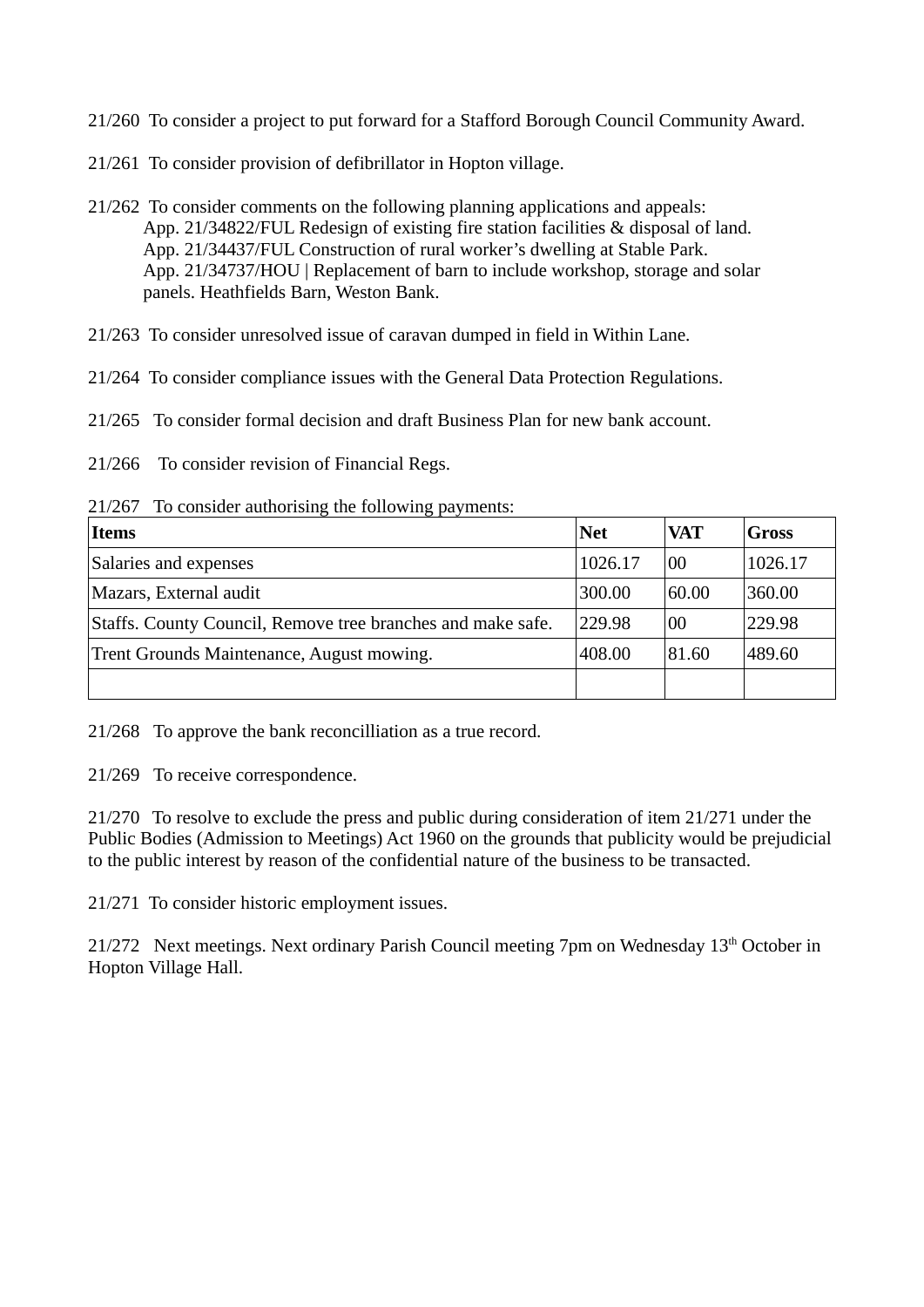21/260 To consider a project to put forward for a Stafford Borough Council Community Award.

21/261 To consider provision of defibrillator in Hopton village.

21/262 To consider comments on the following planning applications and appeals:
App. 21/34822/FUL Redesign of existing fire station facilities & disposal of land.
App. 21/34437/FUL Construction of rural worker's dwelling at Stable Park.
App. 21/34737/HOU | Replacement of barn to include workshop, storage and solar panels. Heathfields Barn, Weston Bank.

21/263 To consider unresolved issue of caravan dumped in field in Within Lane.

21/264 To consider compliance issues with the General Data Protection Regulations.

21/265 To consider formal decision and draft Business Plan for new bank account.

21/266 To consider revision of Financial Regs.

21/267 To consider authorising the following payments:

| **Items** | **Net** | **VAT** | **Gross** |
|---|---|---|---|
| Salaries and expenses | 1026.17 | 00 | 1026.17 |
| Mazars, External audit | 300.00 | 60.00 | 360.00 |
| Staffs. County Council, Remove tree branches and make safe. | 229.98 | 00 | 229.98 |
| Trent Grounds Maintenance, August mowing. | 408.00 | 81.60 | 489.60 |
| | | | |

21/268 To approve the bank reconcilliation as a true record.

21/269 To receive correspondence.

21/270 To resolve to exclude the press and public during consideration of item 21/271 under the Public Bodies (Admission to Meetings) Act 1960 on the grounds that publicity would be prejudicial to the public interest by reason of the confidential nature of the business to be transacted.

21/271 To consider historic employment issues.

21/272 Next meetings. Next ordinary Parish Council meeting 7pm on Wednesday 13th October in Hopton Village Hall.